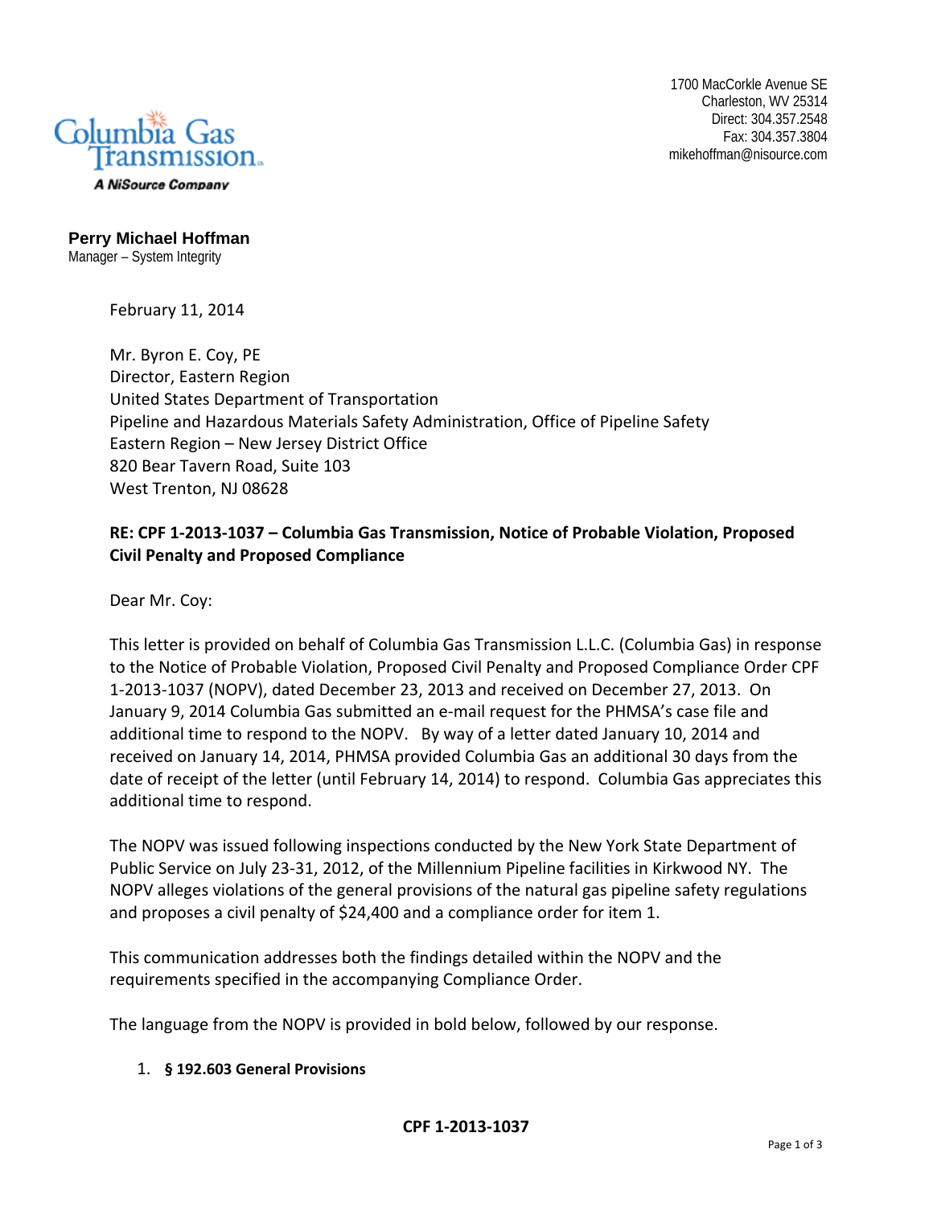Columbia Gas Transmission
A NiSource Company

1700 MacCorkle Avenue SE
Charleston, WV 25314
Direct: 304.357.2548
Fax: 304.357.3804
mikehoffman@nisource.com

**Perry Michael Hoffman**
Manager – System Integrity

February 11, 2014

Mr. Byron E. Coy, PE
Director, Eastern Region
United States Department of Transportation
Pipeline and Hazardous Materials Safety Administration, Office of Pipeline Safety
Eastern Region – New Jersey District Office
820 Bear Tavern Road, Suite 103
West Trenton, NJ 08628

**RE: CPF 1-2013-1037 – Columbia Gas Transmission, Notice of Probable Violation, Proposed Civil Penalty and Proposed Compliance**

Dear Mr. Coy:

This letter is provided on behalf of Columbia Gas Transmission L.L.C. (Columbia Gas) in response to the Notice of Probable Violation, Proposed Civil Penalty and Proposed Compliance Order CPF 1-2013-1037 (NOPV), dated December 23, 2013 and received on December 27, 2013. On January 9, 2014 Columbia Gas submitted an e-mail request for the PHMSA's case file and additional time to respond to the NOPV. By way of a letter dated January 10, 2014 and received on January 14, 2014, PHMSA provided Columbia Gas an additional 30 days from the date of receipt of the letter (until February 14, 2014) to respond. Columbia Gas appreciates this additional time to respond.

The NOPV was issued following inspections conducted by the New York State Department of Public Service on July 23-31, 2012, of the Millennium Pipeline facilities in Kirkwood NY. The NOPV alleges violations of the general provisions of the natural gas pipeline safety regulations and proposes a civil penalty of $24,400 and a compliance order for item 1.

This communication addresses both the findings detailed within the NOPV and the requirements specified in the accompanying Compliance Order.

The language from the NOPV is provided in bold below, followed by our response.

1. **§ 192.603 General Provisions**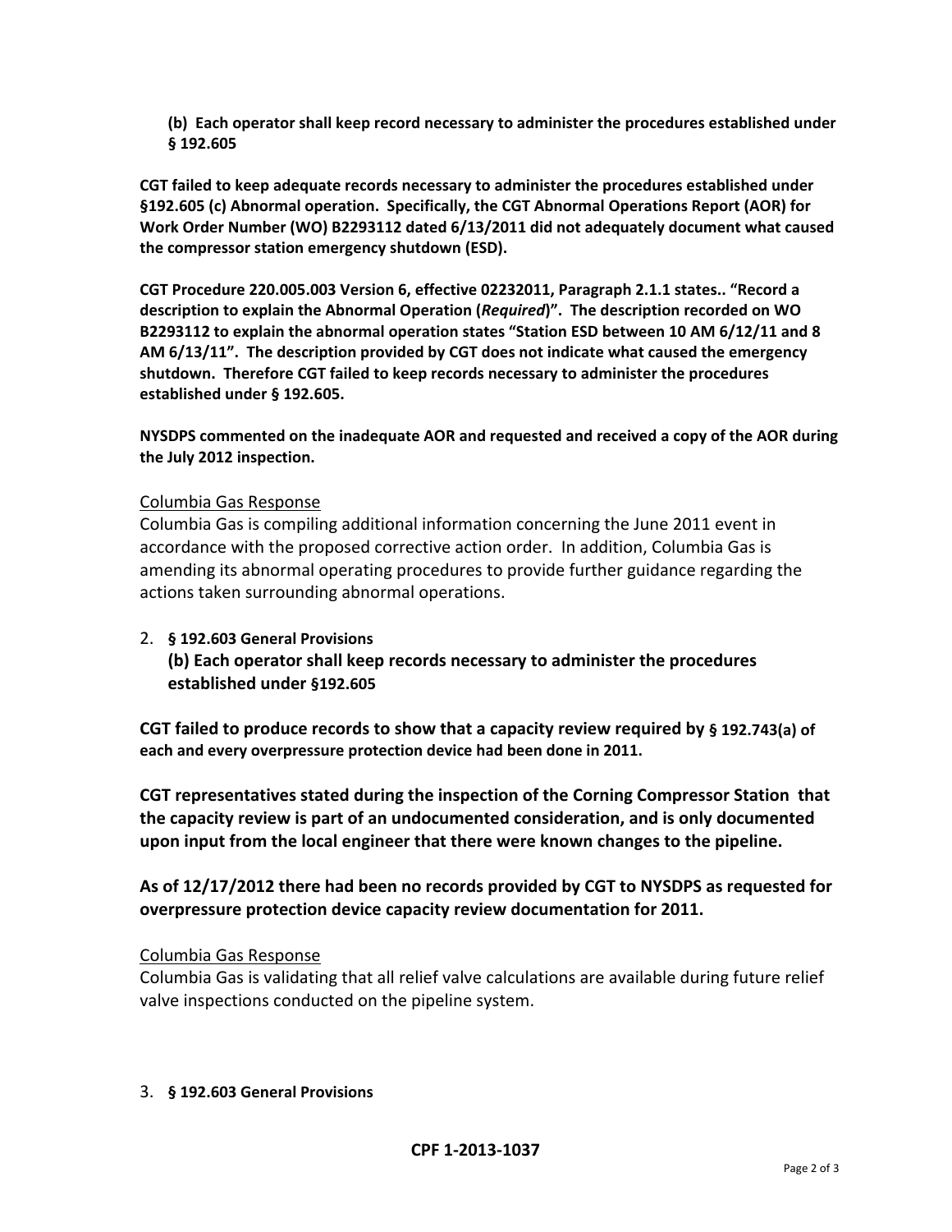**(b) Each operator shall keep record necessary to administer the procedures established under § 192.605**

**CGT failed to keep adequate records necessary to administer the procedures established under §192.605 (c) Abnormal operation. Specifically, the CGT Abnormal Operations Report (AOR) for Work Order Number (WO) B2293112 dated 6/13/2011 did not adequately document what caused the compressor station emergency shutdown (ESD).**

**CGT Procedure 220.005.003 Version 6, effective 02232011, Paragraph 2.1.1 states.. "Record a description to explain the Abnormal Operation (*Required*)". The description recorded on WO B2293112 to explain the abnormal operation states "Station ESD between 10 AM 6/12/11 and 8 AM 6/13/11". The description provided by CGT does not indicate what caused the emergency shutdown. Therefore CGT failed to keep records necessary to administer the procedures established under § 192.605.**

**NYSDPS commented on the inadequate AOR and requested and received a copy of the AOR during the July 2012 inspection.**

Columbia Gas Response

Columbia Gas is compiling additional information concerning the June 2011 event in accordance with the proposed corrective action order. In addition, Columbia Gas is amending its abnormal operating procedures to provide further guidance regarding the actions taken surrounding abnormal operations.

2. **§ 192.603 General Provisions**

   **(b) Each operator shall keep records necessary to administer the procedures established under §192.605**

**CGT failed to produce records to show that a capacity review required by § 192.743(a) of each and every overpressure protection device had been done in 2011.**

**CGT representatives stated during the inspection of the Corning Compressor Station that the capacity review is part of an undocumented consideration, and is only documented upon input from the local engineer that there were known changes to the pipeline.**

**As of 12/17/2012 there had been no records provided by CGT to NYSDPS as requested for overpressure protection device capacity review documentation for 2011.**

Columbia Gas Response

Columbia Gas is validating that all relief valve calculations are available during future relief valve inspections conducted on the pipeline system.

3. **§ 192.603 General Provisions**

**CPF 1-2013-1037**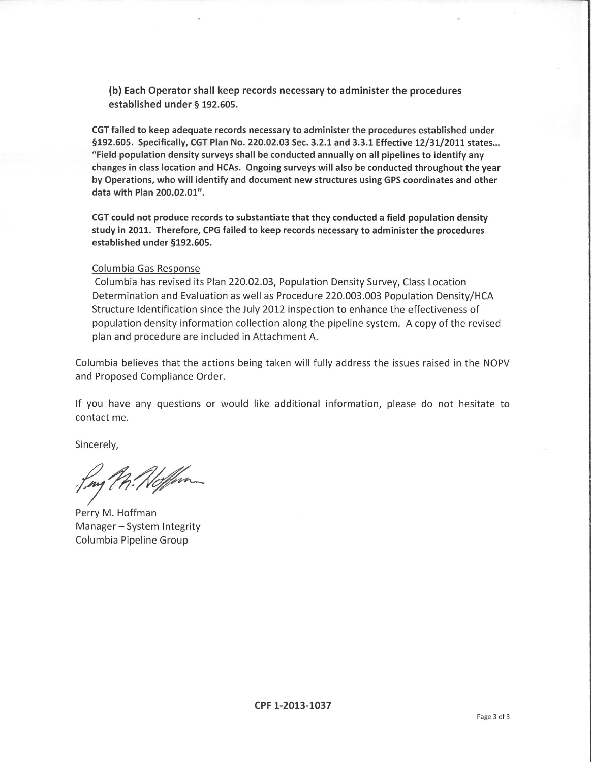**(b) Each Operator shall keep records necessary to administer the procedures established under § 192.605.**

**CGT failed to keep adequate records necessary to administer the procedures established under §192.605. Specifically, CGT Plan No. 220.02.03 Sec. 3.2.1 and 3.3.1 Effective 12/31/2011 states... "Field population density surveys shall be conducted annually on all pipelines to identify any changes in class location and HCAs. Ongoing surveys will also be conducted throughout the year by Operations, who will identify and document new structures using GPS coordinates and other data with Plan 200.02.01".**

**CGT could not produce records to substantiate that they conducted a field population density study in 2011. Therefore, CPG failed to keep records necessary to administer the procedures established under §192.605.**

Columbia Gas Response

Columbia has revised its Plan 220.02.03, Population Density Survey, Class Location Determination and Evaluation as well as Procedure 220.003.003 Population Density/HCA Structure Identification since the July 2012 inspection to enhance the effectiveness of population density information collection along the pipeline system. A copy of the revised plan and procedure are included in Attachment A.

Columbia believes that the actions being taken will fully address the issues raised in the NOPV and Proposed Compliance Order.

If you have any questions or would like additional information, please do not hesitate to contact me.

Sincerely,

Perry M. Hoffman
Manager – System Integrity
Columbia Pipeline Group

**CPF 1-2013-1037**